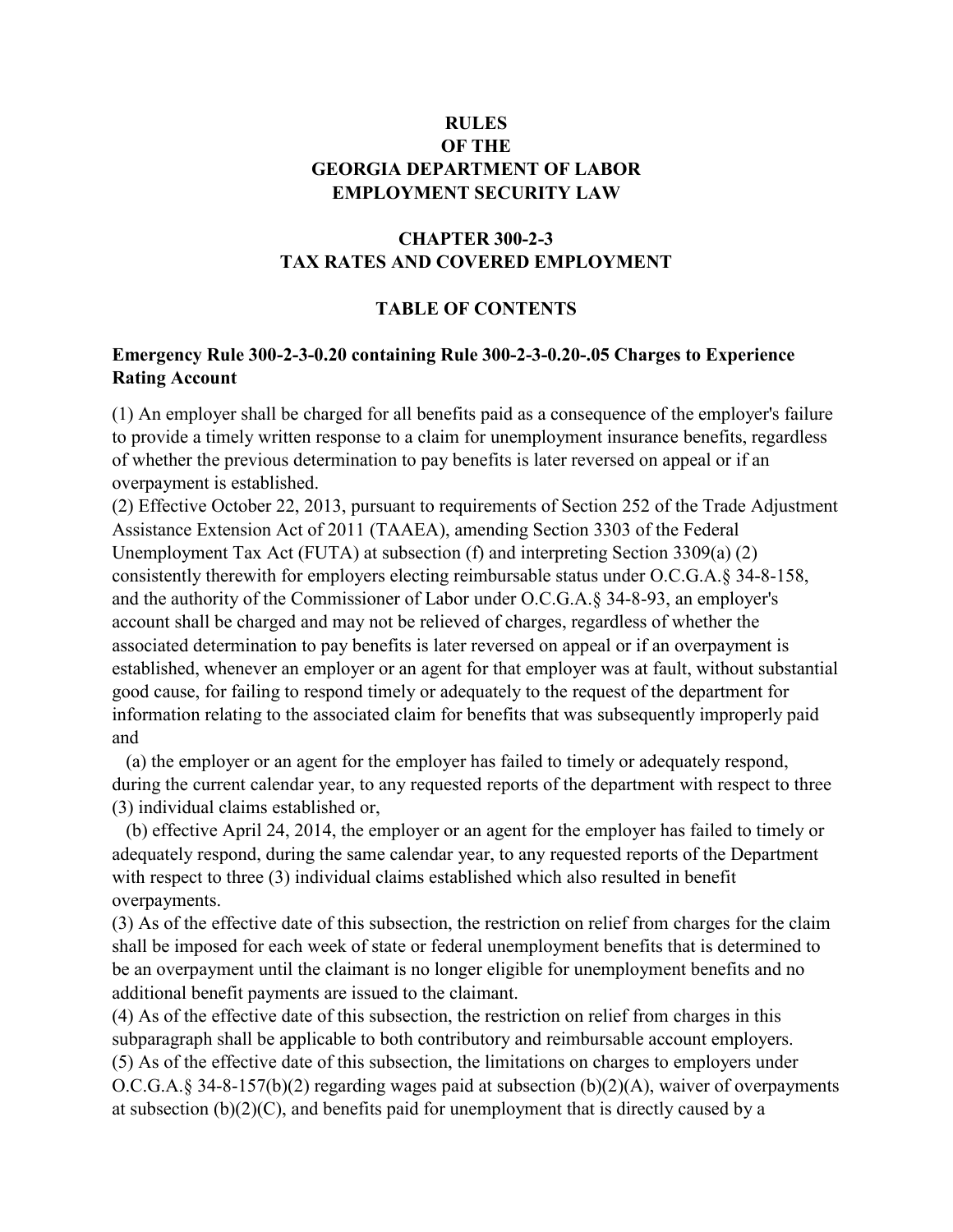# RULES
# OF THE
# GEORGIA DEPARTMENT OF LABOR
# EMPLOYMENT SECURITY LAW

## CHAPTER 300-2-3
## TAX RATES AND COVERED EMPLOYMENT

### TABLE OF CONTENTS

**Emergency Rule 300-2-3-0.20 containing Rule 300-2-3-0.20-.05 Charges to Experience Rating Account**

(1) An employer shall be charged for all benefits paid as a consequence of the employer's failure to provide a timely written response to a claim for unemployment insurance benefits, regardless of whether the previous determination to pay benefits is later reversed on appeal or if an overpayment is established.

(2) Effective October 22, 2013, pursuant to requirements of Section 252 of the Trade Adjustment Assistance Extension Act of 2011 (TAAEA), amending Section 3303 of the Federal Unemployment Tax Act (FUTA) at subsection (f) and interpreting Section 3309(a) (2) consistently therewith for employers electing reimbursable status under O.C.G.A.§ 34-8-158, and the authority of the Commissioner of Labor under O.C.G.A.§ 34-8-93, an employer's account shall be charged and may not be relieved of charges, regardless of whether the associated determination to pay benefits is later reversed on appeal or if an overpayment is established, whenever an employer or an agent for that employer was at fault, without substantial good cause, for failing to respond timely or adequately to the request of the department for information relating to the associated claim for benefits that was subsequently improperly paid and

(a) the employer or an agent for the employer has failed to timely or adequately respond, during the current calendar year, to any requested reports of the department with respect to three (3) individual claims established or,

(b) effective April 24, 2014, the employer or an agent for the employer has failed to timely or adequately respond, during the same calendar year, to any requested reports of the Department with respect to three (3) individual claims established which also resulted in benefit overpayments.

(3) As of the effective date of this subsection, the restriction on relief from charges for the claim shall be imposed for each week of state or federal unemployment benefits that is determined to be an overpayment until the claimant is no longer eligible for unemployment benefits and no additional benefit payments are issued to the claimant.

(4) As of the effective date of this subsection, the restriction on relief from charges in this subparagraph shall be applicable to both contributory and reimbursable account employers.

(5) As of the effective date of this subsection, the limitations on charges to employers under O.C.G.A.§ 34-8-157(b)(2) regarding wages paid at subsection (b)(2)(A), waiver of overpayments at subsection (b)(2)(C), and benefits paid for unemployment that is directly caused by a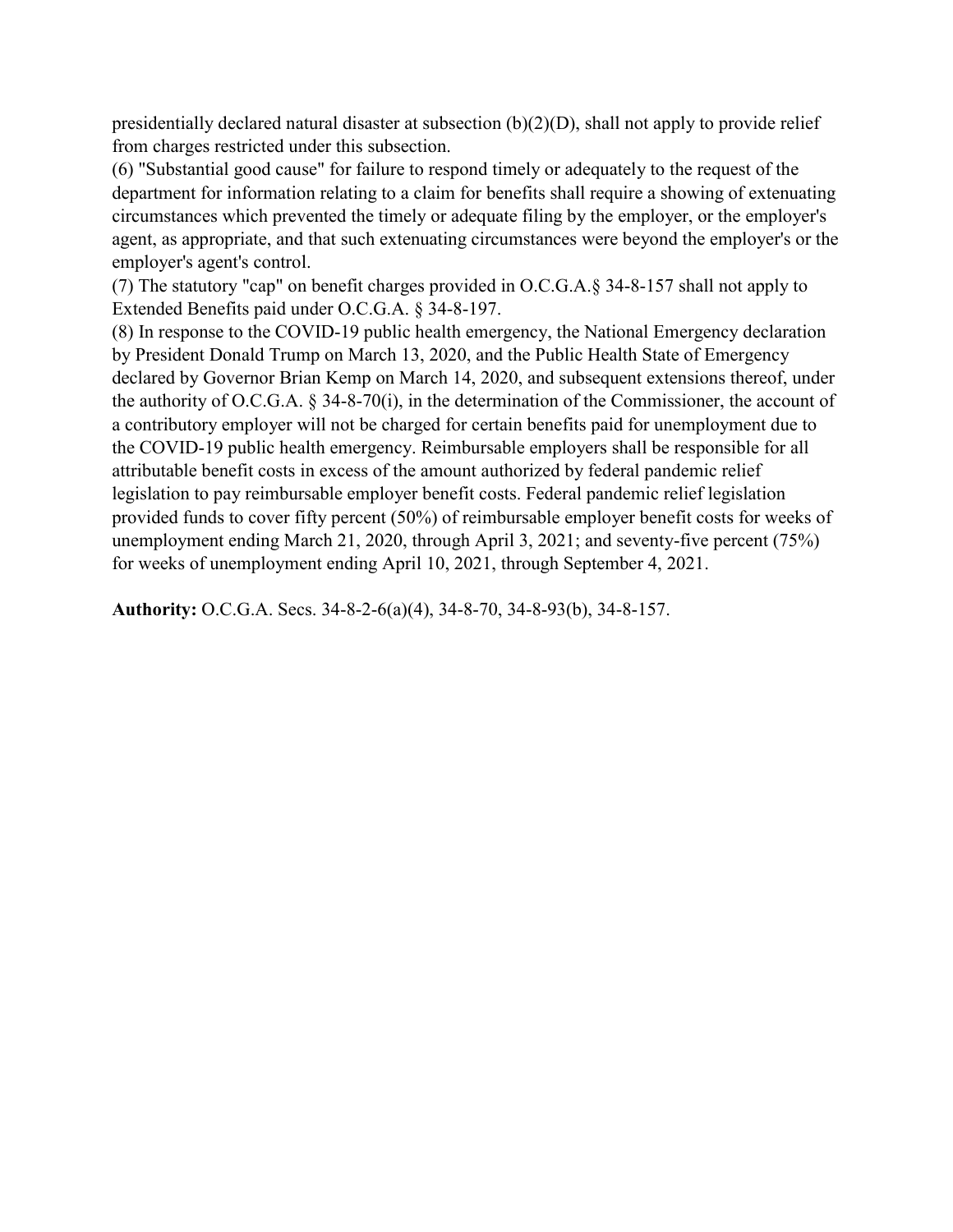presidentially declared natural disaster at subsection (b)(2)(D), shall not apply to provide relief from charges restricted under this subsection.

(6) "Substantial good cause" for failure to respond timely or adequately to the request of the department for information relating to a claim for benefits shall require a showing of extenuating circumstances which prevented the timely or adequate filing by the employer, or the employer's agent, as appropriate, and that such extenuating circumstances were beyond the employer's or the employer's agent's control.

(7) The statutory "cap" on benefit charges provided in O.C.G.A.§ 34-8-157 shall not apply to Extended Benefits paid under O.C.G.A. § 34-8-197.

(8) In response to the COVID-19 public health emergency, the National Emergency declaration by President Donald Trump on March 13, 2020, and the Public Health State of Emergency declared by Governor Brian Kemp on March 14, 2020, and subsequent extensions thereof, under the authority of O.C.G.A. § 34-8-70(i), in the determination of the Commissioner, the account of a contributory employer will not be charged for certain benefits paid for unemployment due to the COVID-19 public health emergency. Reimbursable employers shall be responsible for all attributable benefit costs in excess of the amount authorized by federal pandemic relief legislation to pay reimbursable employer benefit costs. Federal pandemic relief legislation provided funds to cover fifty percent (50%) of reimbursable employer benefit costs for weeks of unemployment ending March 21, 2020, through April 3, 2021; and seventy-five percent (75%) for weeks of unemployment ending April 10, 2021, through September 4, 2021.

**Authority:** O.C.G.A. Secs. 34-8-2-6(a)(4), 34-8-70, 34-8-93(b), 34-8-157.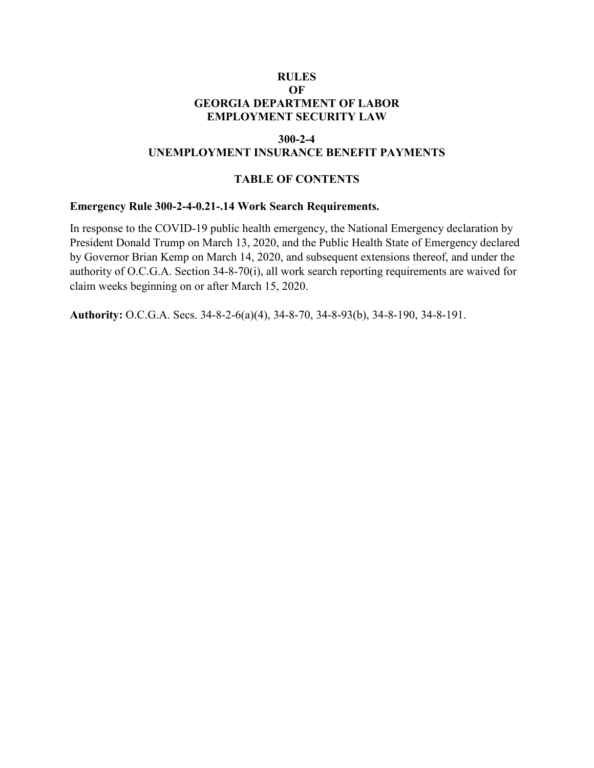**RULES**
**OF**
**GEORGIA DEPARTMENT OF LABOR**
**EMPLOYMENT SECURITY LAW**

**300-2-4**
**UNEMPLOYMENT INSURANCE BENEFIT PAYMENTS**

**TABLE OF CONTENTS**

**Emergency Rule 300-2-4-0.21-.14 Work Search Requirements.**

In response to the COVID-19 public health emergency, the National Emergency declaration by President Donald Trump on March 13, 2020, and the Public Health State of Emergency declared by Governor Brian Kemp on March 14, 2020, and subsequent extensions thereof, and under the authority of O.C.G.A. Section 34-8-70(i), all work search reporting requirements are waived for claim weeks beginning on or after March 15, 2020.

**Authority:** O.C.G.A. Secs. 34-8-2-6(a)(4), 34-8-70, 34-8-93(b), 34-8-190, 34-8-191.